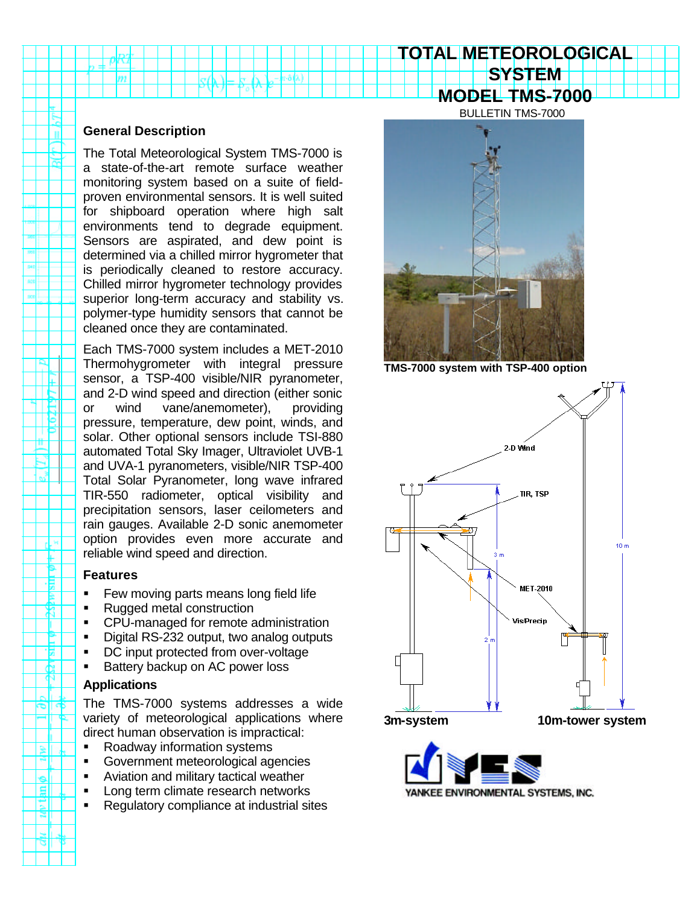# TOTAL METEOROLOGICAL SYSTEM MODEL TMS-7000

BULLETIN TMS-7000

## General Description

The Total Meteorological System TMS-7000 is a state-of-the-art remote surface weather monitoring system based on a suite of field-proven environmental sensors. It is well suited for shipboard operation where high salt environments tend to degrade equipment. Sensors are aspirated, and dew point is determined via a chilled mirror hygrometer that is periodically cleaned to restore accuracy. Chilled mirror hygrometer technology provides superior long-term accuracy and stability vs. polymer-type humidity sensors that cannot be cleaned once they are contaminated.

Each TMS-7000 system includes a MET-2010 Thermohygrometer with integral pressure sensor, a TSP-400 visible/NIR pyranometer, and 2-D wind speed and direction (either sonic or wind vane/anemometer), providing pressure, temperature, dew point, winds, and solar. Other optional sensors include TSI-880 automated Total Sky Imager, Ultraviolet UVB-1 and UVA-1 pyranometers, visible/NIR TSP-400 Total Solar Pyranometer, long wave infrared TIR-550 radiometer, optical visibility and precipitation sensors, laser ceilometers and rain gauges. Available 2-D sonic anemometer option provides even more accurate and reliable wind speed and direction.

## Features

- Few moving parts means long field life
- Rugged metal construction
- CPU-managed for remote administration
- Digital RS-232 output, two analog outputs
- DC input protected from over-voltage
- Battery backup on AC power loss

## Applications

The TMS-7000 systems addresses a wide variety of meteorological applications where direct human observation is impractical:

- Roadway information systems
- Government meteorological agencies
- Aviation and military tactical weather
- Long term climate research networks
- Regulatory compliance at industrial sites

TMS-7000 system with TSP-400 option

2-D Wind

TIR, TSP

MET-2010

Vis/Precip

3 m

2 m

10 m

3m-system

10m-tower system

YANKEE ENVIRONMENTAL SYSTEMS, INC.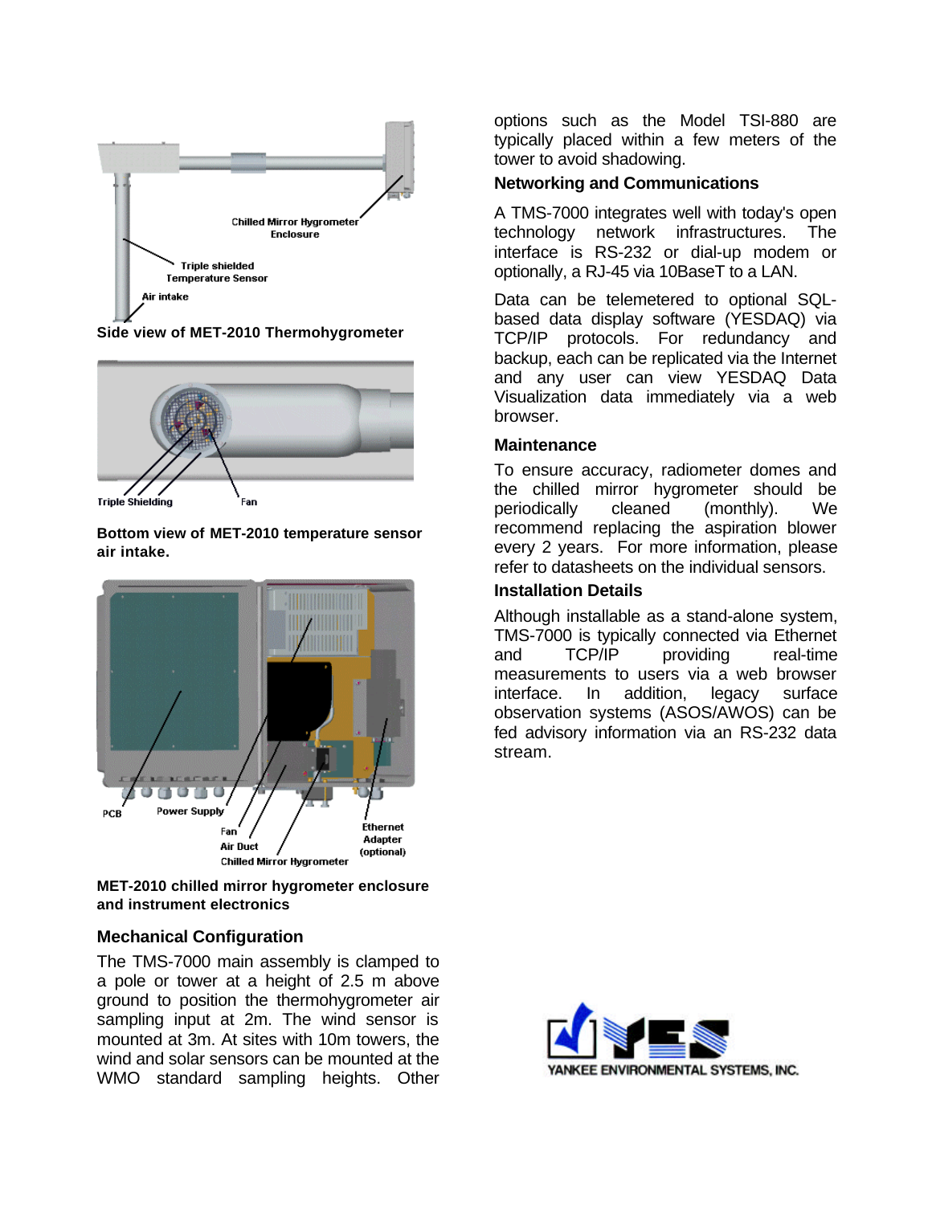Side view of MET-2010 Thermohygrometer

Bottom view of MET-2010 temperature sensor air intake.

MET-2010 chilled mirror hygrometer enclosure and instrument electronics

## Mechanical Configuration

The TMS-7000 main assembly is clamped to a pole or tower at a height of 2.5 m above ground to position the thermohygrometer air sampling input at 2m. The wind sensor is mounted at 3m. At sites with 10m towers, the wind and solar sensors can be mounted at the WMO standard sampling heights. Other options such as the Model TSI-880 are typically placed within a few meters of the tower to avoid shadowing.

## Networking and Communications

A TMS-7000 integrates well with today's open technology network infrastructures. The interface is RS-232 or dial-up modem or optionally, a RJ-45 via 10BaseT to a LAN.

Data can be telemetered to optional SQL-based data display software (YESDAQ) via TCP/IP protocols. For redundancy and backup, each can be replicated via the Internet and any user can view YESDAQ Data Visualization data immediately via a web browser.

## Maintenance

To ensure accuracy, radiometer domes and the chilled mirror hygrometer should be periodically cleaned (monthly). We recommend replacing the aspiration blower every 2 years. For more information, please refer to datasheets on the individual sensors.

## Installation Details

Although installable as a stand-alone system, TMS-7000 is typically connected via Ethernet and TCP/IP providing real-time measurements to users via a web browser interface. In addition, legacy surface observation systems (ASOS/AWOS) can be fed advisory information via an RS-232 data stream.

YANKEE ENVIRONMENTAL SYSTEMS, INC.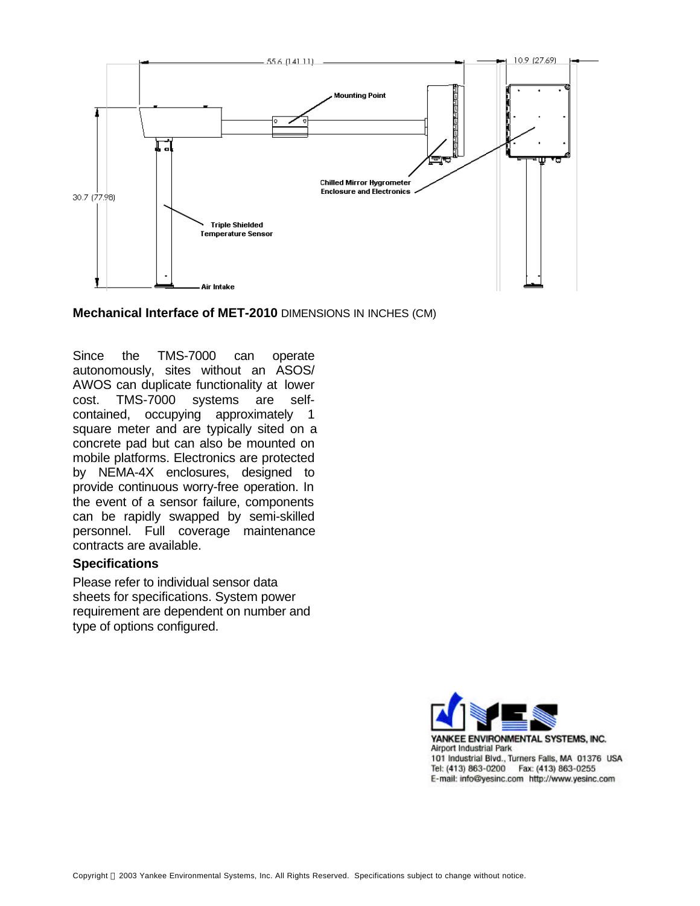55.6 (141.11)

10.9 (27.69)

Mounting Point

Chilled Mirror Hygrometer
Enclosure and Electronics

30.7 (77.98)

Triple Shielded
Temperature Sensor

Air Intake

**Mechanical Interface of MET-2010** DIMENSIONS IN INCHES (CM)

Since the TMS-7000 can operate autonomously, sites without an ASOS/ AWOS can duplicate functionality at lower cost. TMS-7000 systems are self-contained, occupying approximately 1 square meter and are typically sited on a concrete pad but can also be mounted on mobile platforms. Electronics are protected by NEMA-4X enclosures, designed to provide continuous worry-free operation. In the event of a sensor failure, components can be rapidly swapped by semi-skilled personnel. Full coverage maintenance contracts are available.

### Specifications

Please refer to individual sensor data sheets for specifications. System power requirement are dependent on number and type of options configured.

YANKEE ENVIRONMENTAL SYSTEMS, INC.
Airport Industrial Park
101 Industrial Blvd., Turners Falls, MA 01376 USA
Tel: (413) 863-0200 Fax: (413) 863-0255
E-mail: info@yesinc.com http://www.yesinc.com

Copyright © 2003 Yankee Environmental Systems, Inc. All Rights Reserved. Specifications subject to change without notice.